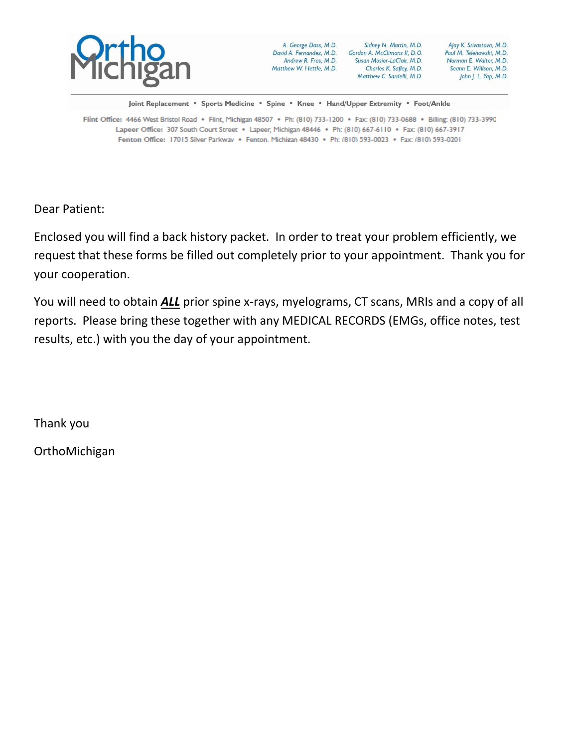# OrthoMichigan

A. George Dass, M.D.
David A. Fernandez, M.D.
Andrew R. Fras, M.D.
Matthew W. Hettle, M.D.

Sidney N. Martin, M.D.
Gordon A. McClimans II, D.O.
Susan Mosier-LaClair, M.D.
Charles K. Safley, M.D.
Matthew C. Sardelli, M.D.

Ajay K. Srivastava, M.D.
Paul M. Telehowski, M.D.
Norman E. Walter, M.D.
Seann E. Willson, M.D.
John J. L. Yap, M.D.

Joint Replacement • Sports Medicine • Spine • Knee • Hand/Upper Extremity • Foot/Ankle

**Flint Office:** 4466 West Bristol Road • Flint, Michigan 48507 • Ph: (810) 733-1200 • Fax: (810) 733-0688 • Billing: (810) 733-3990
**Lapeer Office:** 307 South Court Street • Lapeer, Michigan 48446 • Ph: (810) 667-6110 • Fax: (810) 667-3917
**Fenton Office:** 17015 Silver Parkway • Fenton, Michigan 48430 • Ph: (810) 593-0023 • Fax: (810) 593-0201

Dear Patient:

Enclosed you will find a back history packet. In order to treat your problem efficiently, we request that these forms be filled out completely prior to your appointment. Thank you for your cooperation.

You will need to obtain ***ALL*** prior spine x-rays, myelograms, CT scans, MRIs and a copy of all reports. Please bring these together with any MEDICAL RECORDS (EMGs, office notes, test results, etc.) with you the day of your appointment.

Thank you

OrthoMichigan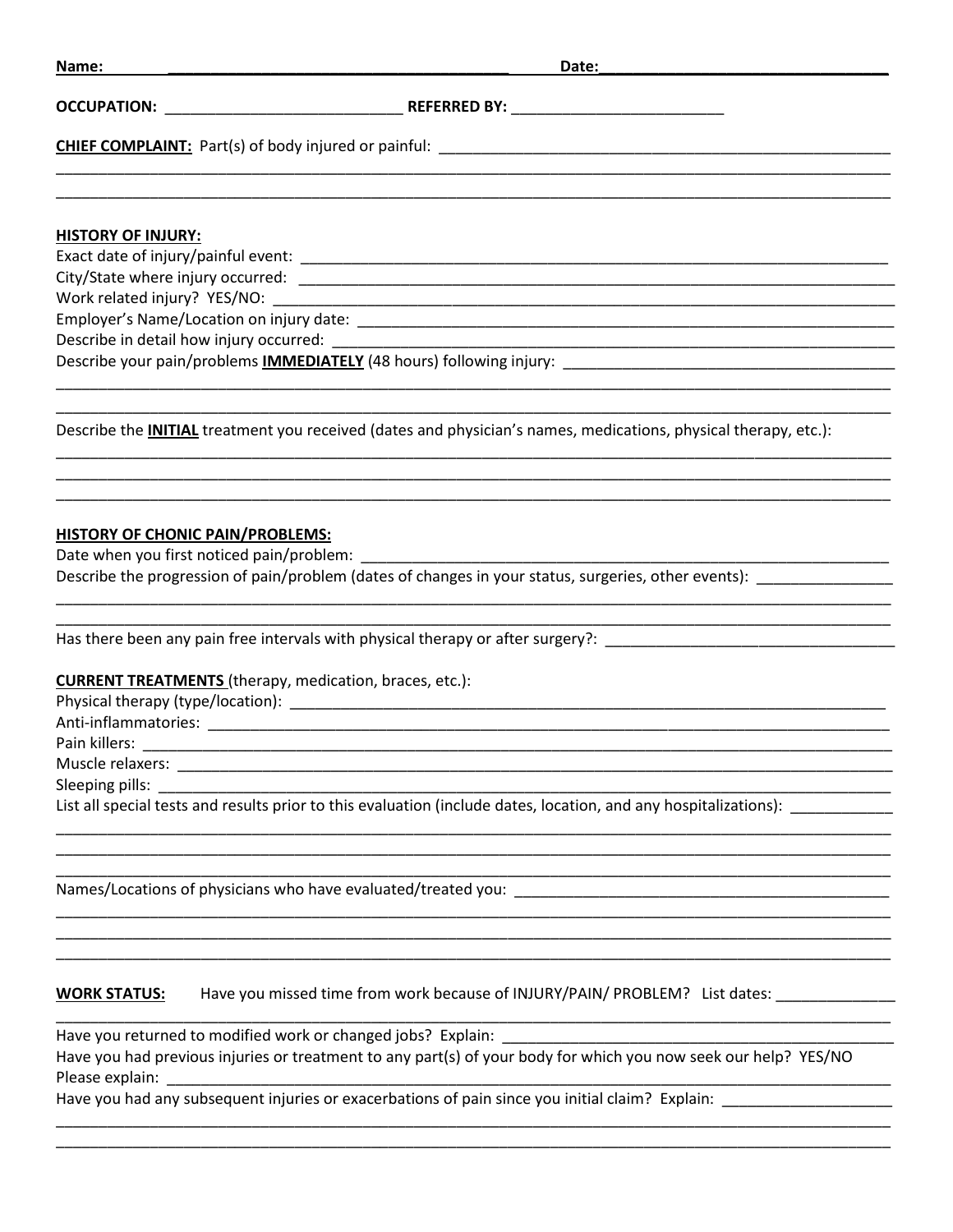**Name:** ________________________________________ **Date:** ________________________________

**OCCUPATION:** ____________________________ **REFERRED BY:** _________________________

**<u>CHIEF COMPLAINT:</u>** Part(s) of body injured or painful: ________________________________________________________

_____________________________________________________________________________________________________

_____________________________________________________________________________________________________

**<u>HISTORY OF INJURY:</u>**

Exact date of injury/painful event: ___________________________________________________________________________

City/State where injury occurred: ____________________________________________________________________________

Work related injury? YES/NO: ________________________________________________________________________________

Employer's Name/Location on injury date: ______________________________________________________________________

Describe in detail how injury occurred: ________________________________________________________________________

Describe your pain/problems **<u>IMMEDIATELY</u>** (48 hours) following injury: ________________________________________

_____________________________________________________________________________________________________

_____________________________________________________________________________________________________

Describe the **<u>INITIAL</u>** treatment you received (dates and physician's names, medications, physical therapy, etc.):

_____________________________________________________________________________________________________

_____________________________________________________________________________________________________

_____________________________________________________________________________________________________

**<u>HISTORY OF CHONIC PAIN/PROBLEMS:</u>**

Date when you first noticed pain/problem: _____________________________________________________________________

Describe the progression of pain/problem (dates of changes in your status, surgeries, other events): ________________

_____________________________________________________________________________________________________

_____________________________________________________________________________________________________

Has there been any pain free intervals with physical therapy or after surgery?: ___________________________________

**<u>CURRENT TREATMENTS</u>** (therapy, medication, braces, etc.):

Physical therapy (type/location): ____________________________________________________________________________

Anti-inflammatories: ______________________________________________________________________________________

Pain killers: _____________________________________________________________________________________________

Muscle relaxers: __________________________________________________________________________________________

Sleeping pills: ____________________________________________________________________________________________

List all special tests and results prior to this evaluation (include dates, location, and any hospitalizations): ___________

_____________________________________________________________________________________________________

_____________________________________________________________________________________________________

_____________________________________________________________________________________________________

Names/Locations of physicians who have evaluated/treated you: _____________________________________________

_____________________________________________________________________________________________________

_____________________________________________________________________________________________________

_____________________________________________________________________________________________________

**<u>WORK STATUS:</u>** Have you missed time from work because of INJURY/PAIN/ PROBLEM? List dates: ______________

_____________________________________________________________________________________________________

Have you returned to modified work or changed jobs? Explain: _______________________________________________

Have you had previous injuries or treatment to any part(s) of your body for which you now seek our help? YES/NO

Please explain: ___________________________________________________________________________________________

Have you had any subsequent injuries or exacerbations of pain since you initial claim? Explain: ____________________

_____________________________________________________________________________________________________

_____________________________________________________________________________________________________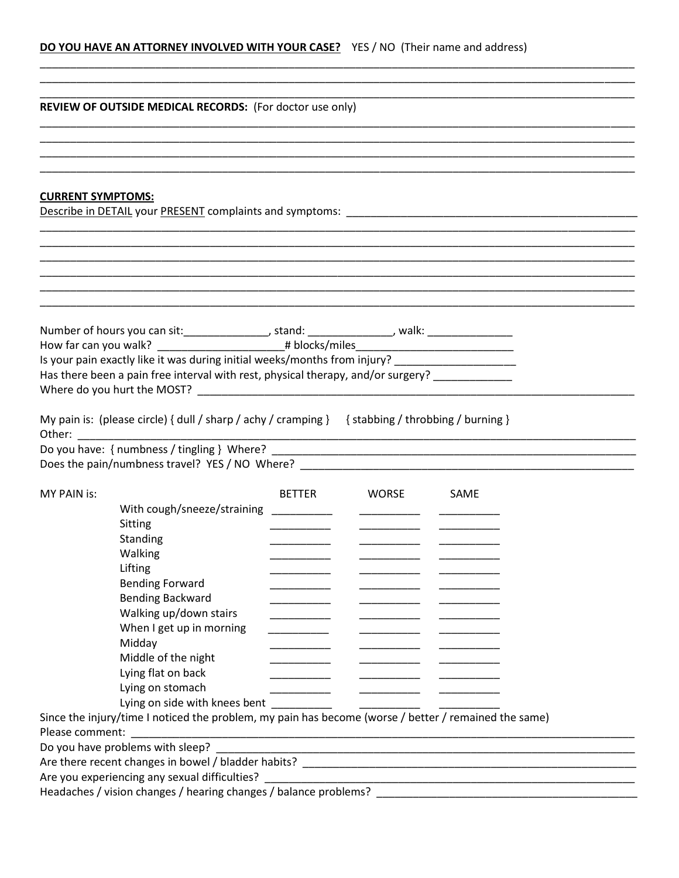**DO YOU HAVE AN ATTORNEY INVOLVED WITH YOUR CASE?** YES / NO (Their name and address)

______________________________________________________________________________________________
______________________________________________________________________________________________
______________________________________________________________________________________________

**REVIEW OF OUTSIDE MEDICAL RECORDS:** (For doctor use only)

______________________________________________________________________________________________
______________________________________________________________________________________________
______________________________________________________________________________________________
______________________________________________________________________________________________

**CURRENT SYMPTOMS:**

Describe in DETAIL your PRESENT complaints and symptoms: ______________________________________________

______________________________________________________________________________________________
______________________________________________________________________________________________
______________________________________________________________________________________________
______________________________________________________________________________________________
______________________________________________________________________________________________
______________________________________________________________________________________________

Number of hours you can sit:______________, stand: ______________, walk: ______________

How far can you walk? _____________________# blocks/miles___________________________

Is your pain exactly like it was during initial weeks/months from injury? ____________________

Has there been a pain free interval with rest, physical therapy, and/or surgery? _____________

Where do you hurt the MOST? ________________________________________________________________________

My pain is: (please circle) { dull / sharp / achy / cramping } { stabbing / throbbing / burning }

Other: ______________________________________________________________________________________

Do you have: { numbness / tingling } Where? ______________________________________________________

Does the pain/numbness travel? YES / NO Where? ___________________________________________________

| MY PAIN is: | BETTER | WORSE | SAME |
| --- | --- | --- | --- |
| With cough/sneeze/straining | __________ | __________ | __________ |
| Sitting | __________ | __________ | __________ |
| Standing | __________ | __________ | __________ |
| Walking | __________ | __________ | __________ |
| Lifting | __________ | __________ | __________ |
| Bending Forward | __________ | __________ | __________ |
| Bending Backward | __________ | __________ | __________ |
| Walking up/down stairs | __________ | __________ | __________ |
| When I get up in morning | __________ | __________ | __________ |
| Midday | __________ | __________ | __________ |
| Middle of the night | __________ | __________ | __________ |
| Lying flat on back | __________ | __________ | __________ |
| Lying on stomach | __________ | __________ | __________ |
| Lying on side with knees bent | __________ | __________ | __________ |

Since the injury/time I noticed the problem, my pain has become (worse / better / remained the same)

Please comment: _____________________________________________________________________________

Do you have problems with sleep? _____________________________________________________________

Are there recent changes in bowel / bladder habits? ______________________________________________

Are you experiencing any sexual difficulties? ___________________________________________________

Headaches / vision changes / hearing changes / balance problems? _________________________________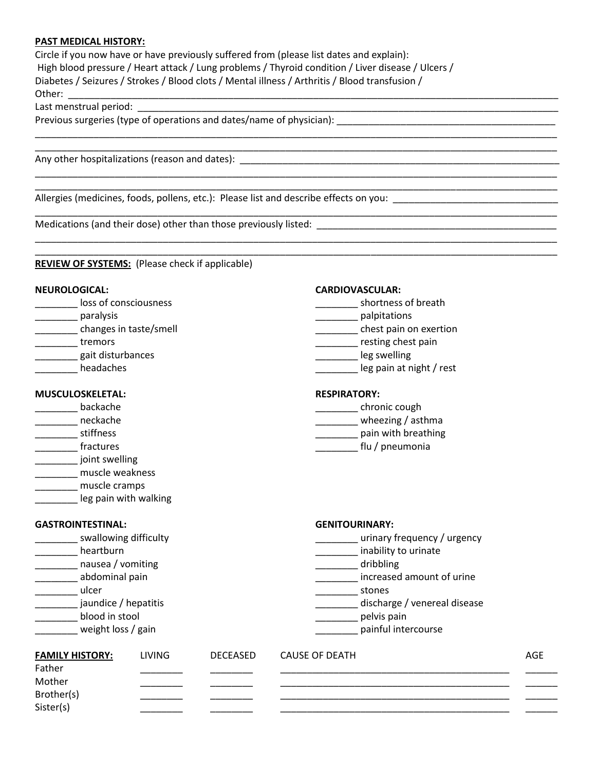**PAST MEDICAL HISTORY:**

Circle if you now have or have previously suffered from (please list dates and explain):
High blood pressure / Heart attack / Lung problems / Thyroid condition / Liver disease / Ulcers / Diabetes / Seizures / Strokes / Blood clots / Mental illness / Arthritis / Blood transfusion /
Other: ____________________________________________________________________________

Last menstrual period: ______________________________________________________________

Previous surgeries (type of operations and dates/name of physician): ____________________________
____________________________________________________________________________________
____________________________________________________________________________________

Any other hospitalizations (reason and dates): ______________________________________________
____________________________________________________________________________________
____________________________________________________________________________________

Allergies (medicines, foods, pollens, etc.): Please list and describe effects on you: _________________
____________________________________________________________________________________

Medications (and their dose) other than those previously listed: _______________________________
____________________________________________________________________________________
____________________________________________________________________________________

**REVIEW OF SYSTEMS:** (Please check if applicable)

**NEUROLOGICAL:**
________ loss of consciousness
________ paralysis
________ changes in taste/smell
________ tremors
________ gait disturbances
________ headaches

**CARDIOVASCULAR:**
________ shortness of breath
________ palpitations
________ chest pain on exertion
________ resting chest pain
________ leg swelling
________ leg pain at night / rest

**MUSCULOSKELETAL:**
________ backache
________ neckache
________ stiffness
________ fractures
________ joint swelling
________ muscle weakness
________ muscle cramps
________ leg pain with walking

**RESPIRATORY:**
________ chronic cough
________ wheezing / asthma
________ pain with breathing
________ flu / pneumonia

**GASTROINTESTINAL:**
________ swallowing difficulty
________ heartburn
________ nausea / vomiting
________ abdominal pain
________ ulcer
________ jaundice / hepatitis
________ blood in stool
________ weight loss / gain

**GENITOURINARY:**
________ urinary frequency / urgency
________ inability to urinate
________ dribbling
________ increased amount of urine
________ stones
________ discharge / venereal disease
________ pelvis pain
________ painful intercourse

| **FAMILY HISTORY:** | LIVING | DECEASED | CAUSE OF DEATH | AGE |
|---|---|---|---|---|
| Father | ________ | ________ | ____________________________________________ | ______ |
| Mother | ________ | ________ | ____________________________________________ | ______ |
| Brother(s) | ________ | ________ | ____________________________________________ | ______ |
| Sister(s) | ________ | ________ | ____________________________________________ | ______ |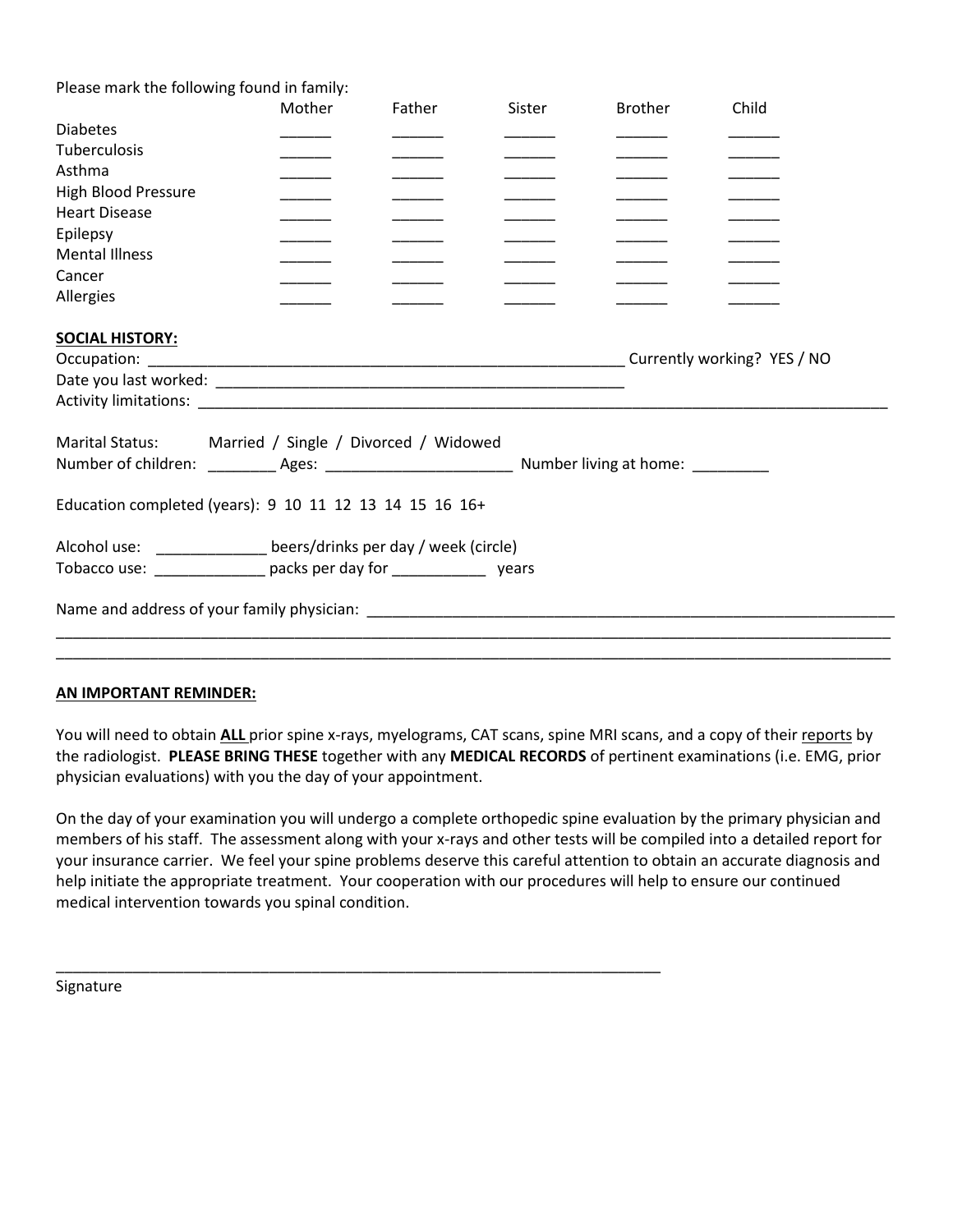Please mark the following found in family:

| | Mother | Father | Sister | Brother | Child |
|---|---|---|---|---|---|
| Diabetes | ______ | ______ | ______ | ______ | ______ |
| Tuberculosis | ______ | ______ | ______ | ______ | ______ |
| Asthma | ______ | ______ | ______ | ______ | ______ |
| High Blood Pressure | ______ | ______ | ______ | ______ | ______ |
| Heart Disease | ______ | ______ | ______ | ______ | ______ |
| Epilepsy | ______ | ______ | ______ | ______ | ______ |
| Mental Illness | ______ | ______ | ______ | ______ | ______ |
| Cancer | ______ | ______ | ______ | ______ | ______ |
| Allergies | ______ | ______ | ______ | ______ | ______ |

**SOCIAL HISTORY:**

Occupation: __________________________________________________________ Currently working? YES / NO

Date you last worked: __________________________________________________

Activity limitations: ____________________________________________________________________________________

Marital Status: Married / Single / Divorced / Widowed

Number of children: ________ Ages: ______________________ Number living at home: _________

Education completed (years): 9 10 11 12 13 14 15 16 16+

Alcohol use: _____________ beers/drinks per day / week (circle)

Tobacco use: _____________ packs per day for ___________ years

Name and address of your family physician: ________________________________________________________________

_____________________________________________________________________________________________________

_____________________________________________________________________________________________________

**AN IMPORTANT REMINDER:**

You will need to obtain **ALL** prior spine x-rays, myelograms, CAT scans, spine MRI scans, and a copy of their reports by the radiologist. **PLEASE BRING THESE** together with any **MEDICAL RECORDS** of pertinent examinations (i.e. EMG, prior physician evaluations) with you the day of your appointment.

On the day of your examination you will undergo a complete orthopedic spine evaluation by the primary physician and members of his staff. The assessment along with your x-rays and other tests will be compiled into a detailed report for your insurance carrier. We feel your spine problems deserve this careful attention to obtain an accurate diagnosis and help initiate the appropriate treatment. Your cooperation with our procedures will help to ensure our continued medical intervention towards you spinal condition.

__________________________________________________________________________

Signature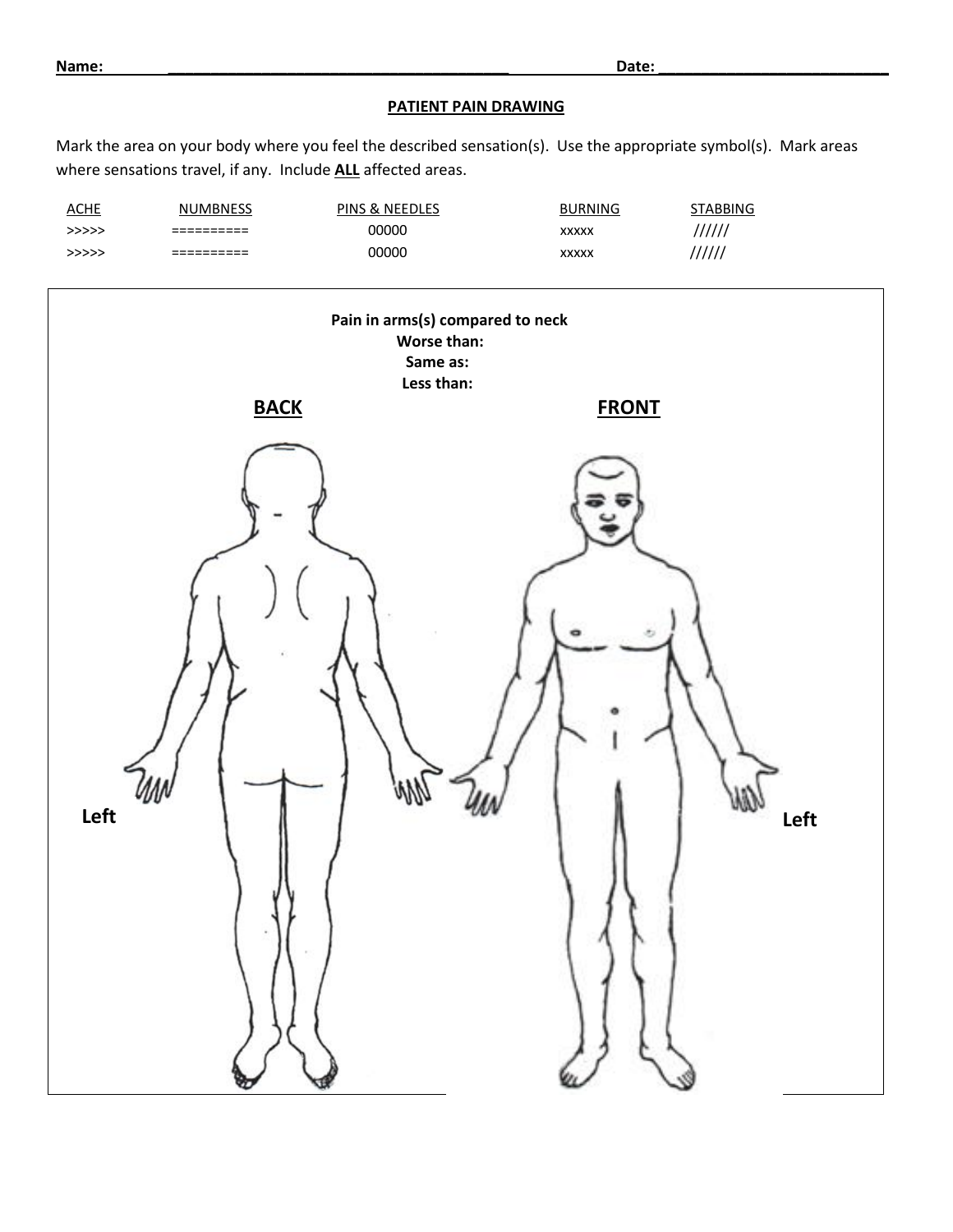Name: ________________________________________ Date: ___________________________

## PATIENT PAIN DRAWING

Mark the area on your body where you feel the described sensation(s). Use the appropriate symbol(s). Mark areas where sensations travel, if any. Include **ALL** affected areas.

| ACHE | NUMBNESS | PINS & NEEDLES | BURNING | STABBING |
|---|---|---|---|---|
| >>>>> | ========== | 00000 | xxxxx | ////// |
| >>>>> | ========== | 00000 | xxxxx | ////// |

**Pain in arms(s) compared to neck**
**Worse than:**
**Same as:**
**Less than:**

**BACK**

**FRONT**

**Left**

**Left**